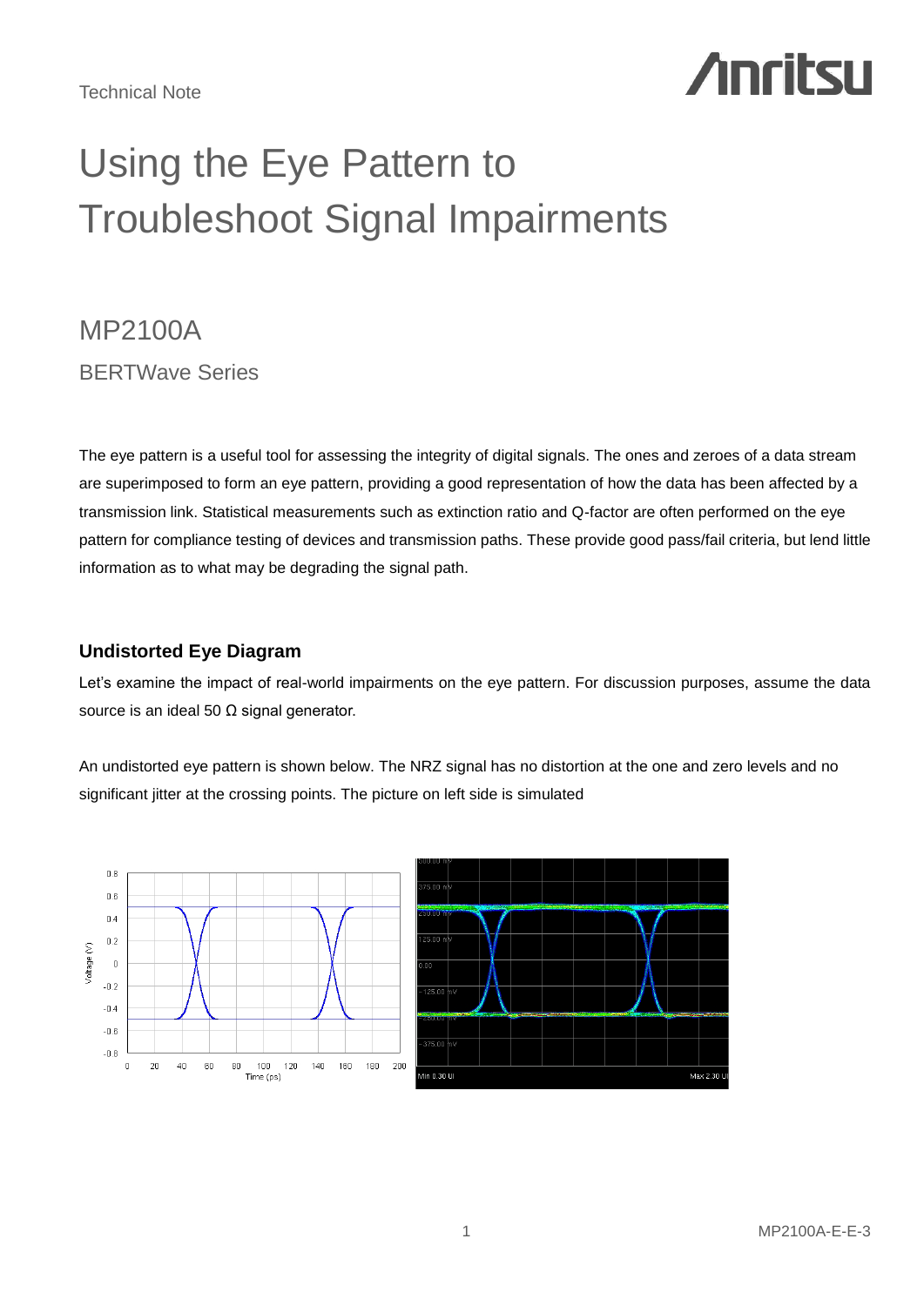Technical Note

# Using the Eye Pattern to Troubleshoot Signal Impairments

## MP2100A

BERTWave Series

The eye pattern is a useful tool for assessing the integrity of digital signals. The ones and zeroes of a data stream are superimposed to form an eye pattern, providing a good representation of how the data has been affected by a transmission link. Statistical measurements such as extinction ratio and Q-factor are often performed on the eye pattern for compliance testing of devices and transmission paths. These provide good pass/fail criteria, but lend little information as to what may be degrading the signal path.

### Undistorted Eye Diagram

Let's examine the impact of real-world impairments on the eye pattern. For discussion purposes, assume the data source is an ideal 50 Ω signal generator.

An undistorted eye pattern is shown below. The NRZ signal has no distortion at the one and zero levels and no significant jitter at the crossing points. The picture on left side is simulated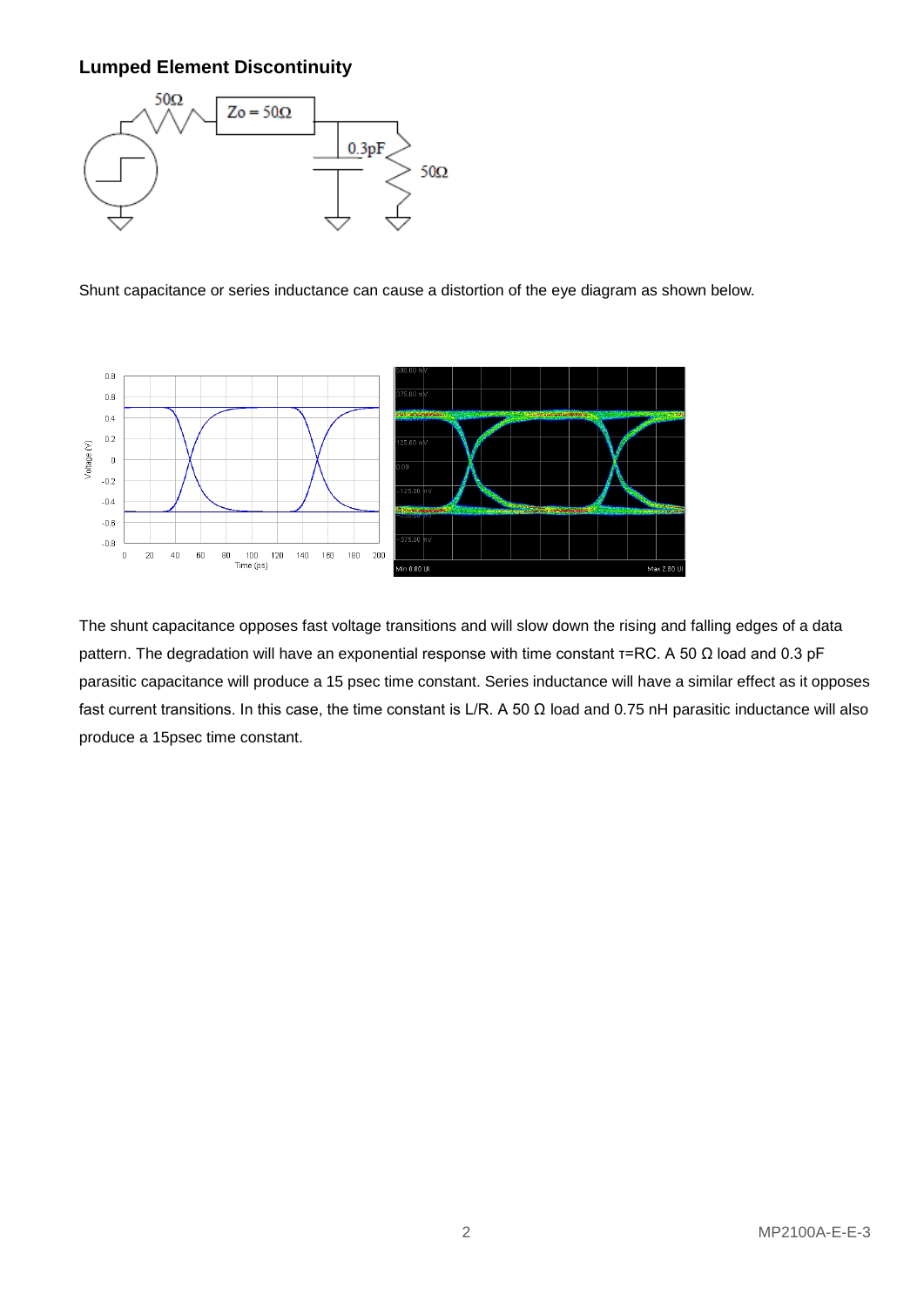### Lumped Element Discontinuity

Shunt capacitance or series inductance can cause a distortion of the eye diagram as shown below.

The shunt capacitance opposes fast voltage transitions and will slow down the rising and falling edges of a data pattern. The degradation will have an exponential response with time constant $\tau$=RC. A 50 Ω load and 0.3 pF parasitic capacitance will produce a 15 psec time constant. Series inductance will have a similar effect as it opposes fast current transitions. In this case, the time constant is L/R. A 50 Ω load and 0.75 nH parasitic inductance will also produce a 15psec time constant.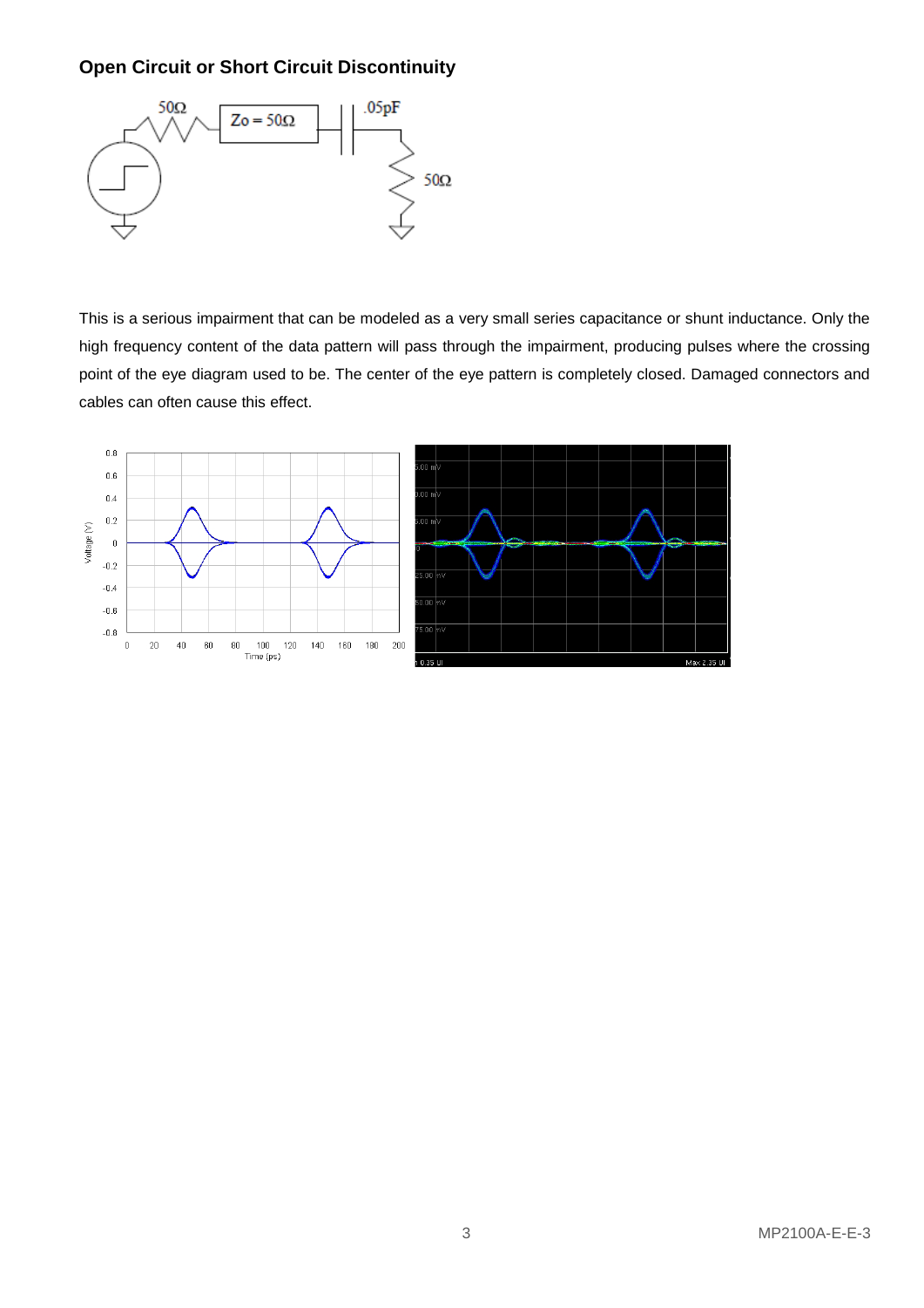## Open Circuit or Short Circuit Discontinuity

This is a serious impairment that can be modeled as a very small series capacitance or shunt inductance. Only the high frequency content of the data pattern will pass through the impairment, producing pulses where the crossing point of the eye diagram used to be. The center of the eye pattern is completely closed. Damaged connectors and cables can often cause this effect.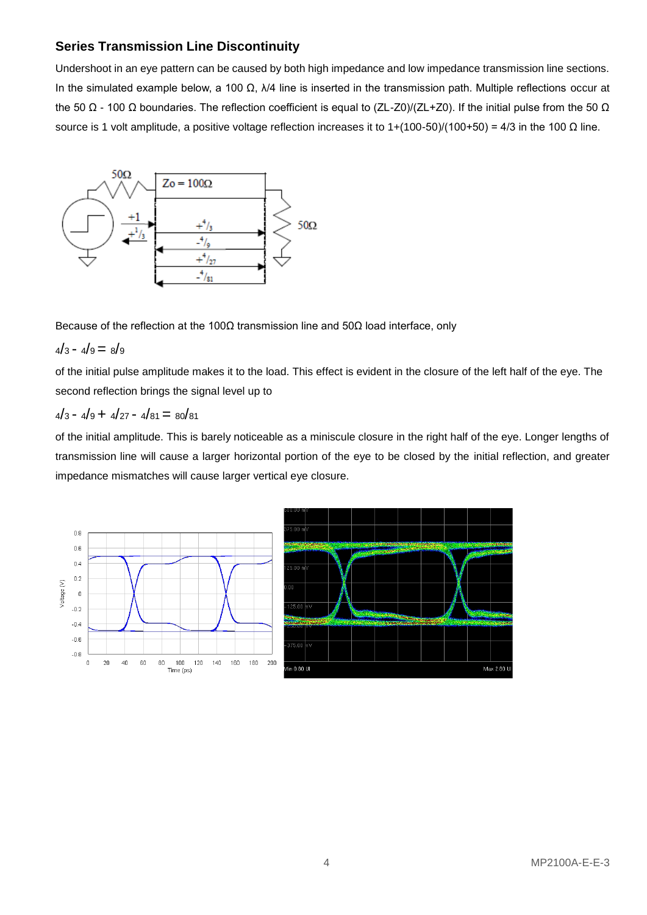### Series Transmission Line Discontinuity

Undershoot in an eye pattern can be caused by both high impedance and low impedance transmission line sections. In the simulated example below, a 100 Ω, λ/4 line is inserted in the transmission path. Multiple reflections occur at the 50 Ω - 100 Ω boundaries. The reflection coefficient is equal to (ZL-Z0)/(ZL+Z0). If the initial pulse from the 50 Ω source is 1 volt amplitude, a positive voltage reflection increases it to 1+(100-50)/(100+50) = 4/3 in the 100 Ω line.

Because of the reflection at the 100Ω transmission line and 50Ω load interface, only

$$4/3 - 4/9 = 8/9$$

of the initial pulse amplitude makes it to the load. This effect is evident in the closure of the left half of the eye. The second reflection brings the signal level up to

$$4/3 - 4/9 + 4/27 - 4/81 = 80/81$$

of the initial amplitude. This is barely noticeable as a miniscule closure in the right half of the eye. Longer lengths of transmission line will cause a larger horizontal portion of the eye to be closed by the initial reflection, and greater impedance mismatches will cause larger vertical eye closure.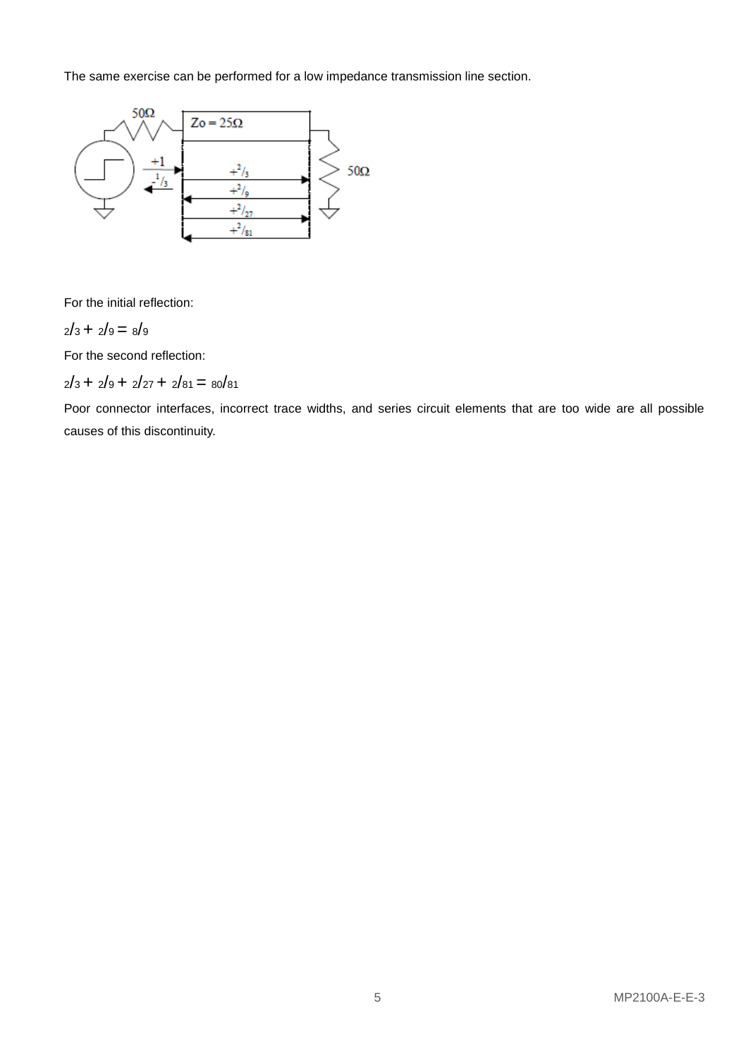The same exercise can be performed for a low impedance transmission line section.

For the initial reflection:

$2/3 + 2/9 = 8/9$

For the second reflection:

$2/3 + 2/9 + 2/27 + 2/81 = 80/81$

Poor connector interfaces, incorrect trace widths, and series circuit elements that are too wide are all possible causes of this discontinuity.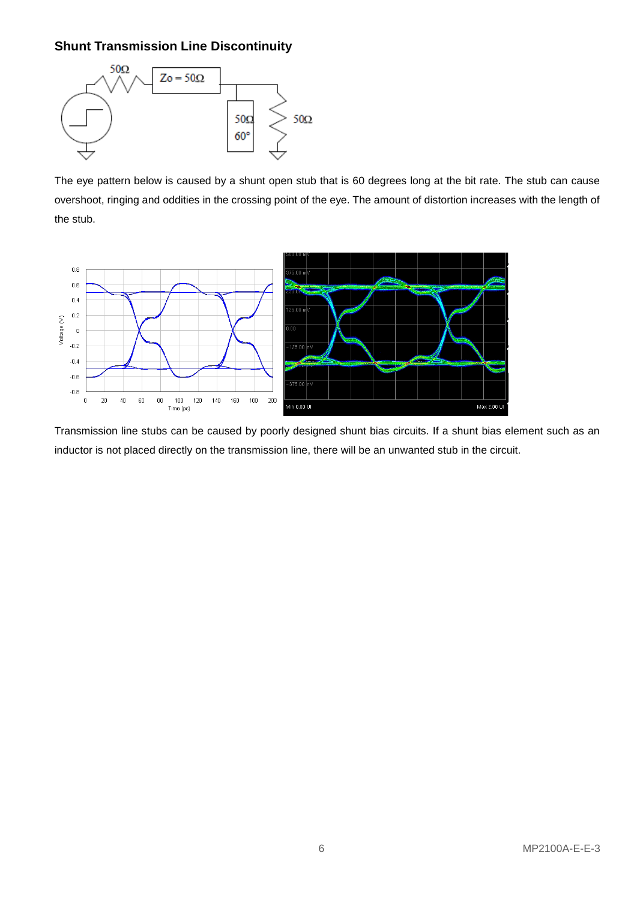## Shunt Transmission Line Discontinuity

The eye pattern below is caused by a shunt open stub that is 60 degrees long at the bit rate. The stub can cause overshoot, ringing and oddities in the crossing point of the eye. The amount of distortion increases with the length of the stub.

Transmission line stubs can be caused by poorly designed shunt bias circuits. If a shunt bias element such as an inductor is not placed directly on the transmission line, there will be an unwanted stub in the circuit.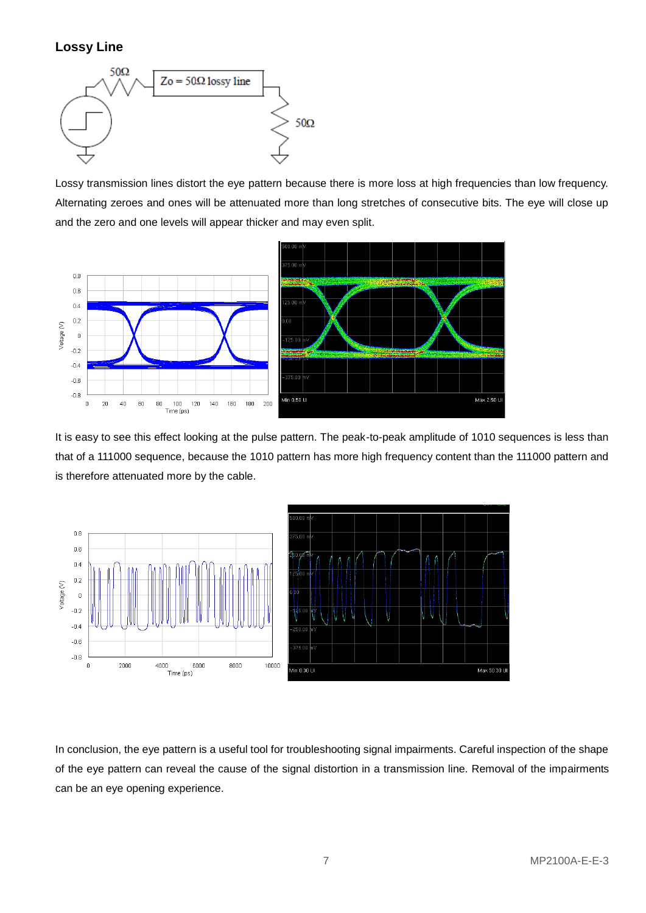### Lossy Line

Lossy transmission lines distort the eye pattern because there is more loss at high frequencies than low frequency. Alternating zeroes and ones will be attenuated more than long stretches of consecutive bits. The eye will close up and the zero and one levels will appear thicker and may even split.

It is easy to see this effect looking at the pulse pattern. The peak-to-peak amplitude of 1010 sequences is less than that of a 111000 sequence, because the 1010 pattern has more high frequency content than the 111000 pattern and is therefore attenuated more by the cable.

In conclusion, the eye pattern is a useful tool for troubleshooting signal impairments. Careful inspection of the shape of the eye pattern can reveal the cause of the signal distortion in a transmission line. Removal of the impairments can be an eye opening experience.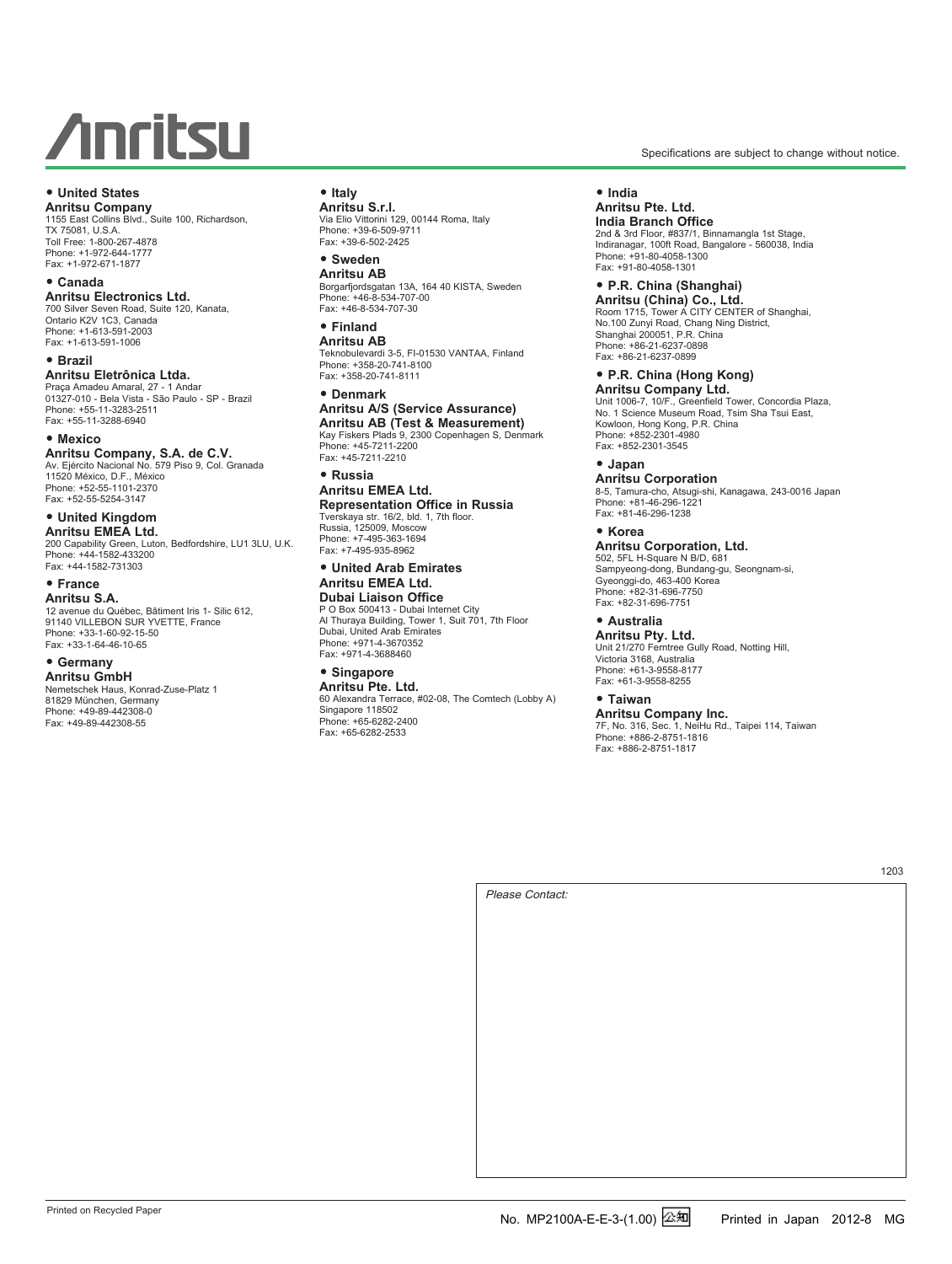Anritsu

Specifications are subject to change without notice.

**• United States**
**Anritsu Company**
1155 East Collins Blvd., Suite 100, Richardson, TX 75081, U.S.A.
Toll Free: 1-800-267-4878
Phone: +1-972-644-1777
Fax: +1-972-671-1877

**• Canada**
**Anritsu Electronics Ltd.**
700 Silver Seven Road, Suite 120, Kanata, Ontario K2V 1C3, Canada
Phone: +1-613-591-2003
Fax: +1-613-591-1006

**• Brazil**
**Anritsu Eletrônica Ltda.**
Praça Amadeu Amaral, 27 - 1 Andar
01327-010 - Bela Vista - São Paulo - SP - Brazil
Phone: +55-11-3283-2511
Fax: +55-11-3288-6940

**• Mexico**
**Anritsu Company, S.A. de C.V.**
Av. Ejército Nacional No. 579 Piso 9, Col. Granada
11520 México, D.F., México
Phone: +52-55-1101-2370
Fax: +52-55-5254-3147

**• United Kingdom**
**Anritsu EMEA Ltd.**
200 Capability Green, Luton, Bedfordshire, LU1 3LU, U.K.
Phone: +44-1582-433200
Fax: +44-1582-731303

**• France**
**Anritsu S.A.**
12 avenue du Québec, Bâtiment Iris 1- Silic 612, 91140 VILLEBON SUR YVETTE, France
Phone: +33-1-60-92-15-50
Fax: +33-1-64-46-10-65

**• Germany**
**Anritsu GmbH**
Nemetschek Haus, Konrad-Zuse-Platz 1
81829 München, Germany
Phone: +49-89-442308-0
Fax: +49-89-442308-55

**• Italy**
**Anritsu S.r.l.**
Via Elio Vittorini 129, 00144 Roma, Italy
Phone: +39-6-509-9711
Fax: +39-6-502-2425

**• Sweden**
**Anritsu AB**
Borgarfjordsgatan 13A, 164 40 KISTA, Sweden
Phone: +46-8-534-707-00
Fax: +46-8-534-707-30

**• Finland**
**Anritsu AB**
Teknobulevardi 3-5, FI-01530 VANTAA, Finland
Phone: +358-20-741-8100
Fax: +358-20-741-8111

**• Denmark**
**Anritsu A/S (Service Assurance)**
**Anritsu AB (Test & Measurement)**
Kay Fiskers Plads 9, 2300 Copenhagen S, Denmark
Phone: +45-7211-2200
Fax: +45-7211-2210

**• Russia**
**Anritsu EMEA Ltd.**
**Representation Office in Russia**
Tverskaya str. 16/2, bld. 1, 7th floor.
Russia, 125009, Moscow
Phone: +7-495-363-1694
Fax: +7-495-935-8962

**• United Arab Emirates**
**Anritsu EMEA Ltd.**
**Dubai Liaison Office**
P O Box 500413 - Dubai Internet City
Al Thuraya Building, Tower 1, Suit 701, 7th Floor
Dubai, United Arab Emirates
Phone: +971-4-3670352
Fax: +971-4-3688460

**• Singapore**
**Anritsu Pte. Ltd.**
60 Alexandra Terrace, #02-08, The Comtech (Lobby A)
Singapore 118502
Phone: +65-6282-2400
Fax: +65-6282-2533

**• India**
**Anritsu Pte. Ltd.**
**India Branch Office**
2nd & 3rd Floor, #837/1, Binnamangla 1st Stage, Indiranagar, 100ft Road, Bangalore - 560038, India
Phone: +91-80-4058-1300
Fax: +91-80-4058-1301

**• P.R. China (Shanghai)**
**Anritsu (China) Co., Ltd.**
Room 1715, Tower A CITY CENTER of Shanghai, No.100 Zunyi Road, Chang Ning District, Shanghai 200051, P.R. China
Phone: +86-21-6237-0898
Fax: +86-21-6237-0899

**• P.R. China (Hong Kong)**
**Anritsu Company Ltd.**
Unit 1006-7, 10/F., Greenfield Tower, Concordia Plaza, No. 1 Science Museum Road, Tsim Sha Tsui East, Kowloon, Hong Kong, P.R. China
Phone: +852-2301-4980
Fax: +852-2301-3545

**• Japan**
**Anritsu Corporation**
8-5, Tamura-cho, Atsugi-shi, Kanagawa, 243-0016 Japan
Phone: +81-46-296-1221
Fax: +81-46-296-1238

**• Korea**
**Anritsu Corporation, Ltd.**
502, 5FL H-Square N B/D, 681
Sampyeong-dong, Bundang-gu, Seongnam-si, Gyeonggi-do, 463-400 Korea
Phone: +82-31-696-7750
Fax: +82-31-696-7751

**• Australia**
**Anritsu Pty. Ltd.**
Unit 21/270 Ferntree Gully Road, Notting Hill, Victoria 3168, Australia
Phone: +61-3-9558-8177
Fax: +61-3-9558-8255

**• Taiwan**
**Anritsu Company Inc.**
7F, No. 316, Sec. 1, NeiHu Rd., Taipei 114, Taiwan
Phone: +886-2-8751-1816
Fax: +886-2-8751-1817

1203

*Please Contact:*

Printed on Recycled Paper

No. MP2100A-E-E-3-(1.00) 公知 Printed in Japan 2012-8 MG